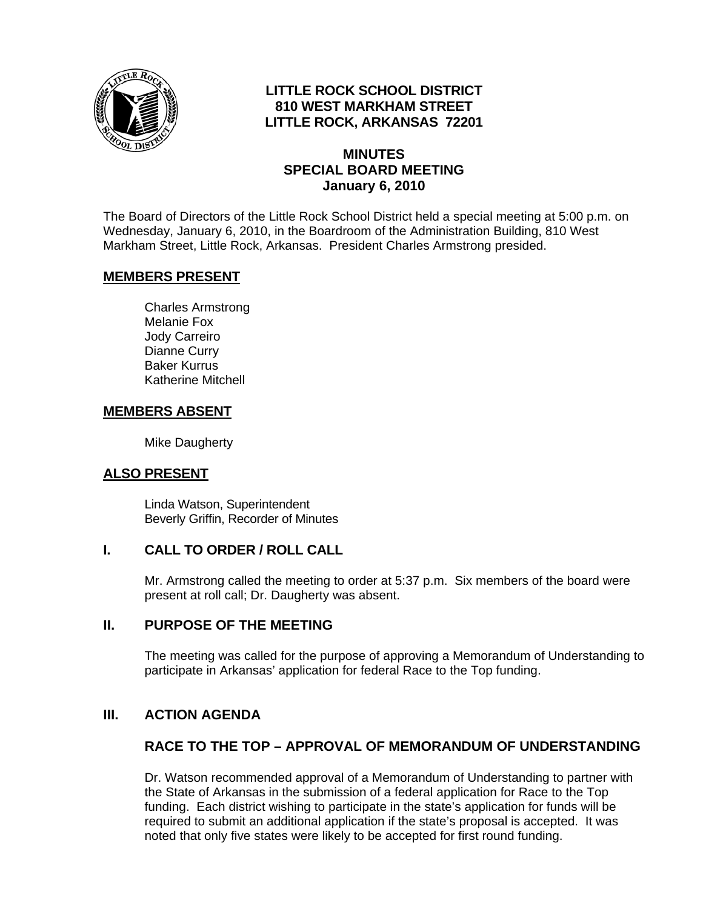**LITTLE ROCK SCHOOL DISTRICT**
**810 WEST MARKHAM STREET**
**LITTLE ROCK, ARKANSAS 72201**

# MINUTES
# SPECIAL BOARD MEETING
# January 6, 2010

The Board of Directors of the Little Rock School District held a special meeting at 5:00 p.m. on Wednesday, January 6, 2010, in the Boardroom of the Administration Building, 810 West Markham Street, Little Rock, Arkansas. President Charles Armstrong presided.

## MEMBERS PRESENT

Charles Armstrong
Melanie Fox
Jody Carreiro
Dianne Curry
Baker Kurrus
Katherine Mitchell

## MEMBERS ABSENT

Mike Daugherty

## ALSO PRESENT

Linda Watson, Superintendent
Beverly Griffin, Recorder of Minutes

## I. CALL TO ORDER / ROLL CALL

Mr. Armstrong called the meeting to order at 5:37 p.m. Six members of the board were present at roll call; Dr. Daugherty was absent.

## II. PURPOSE OF THE MEETING

The meeting was called for the purpose of approving a Memorandum of Understanding to participate in Arkansas' application for federal Race to the Top funding.

## III. ACTION AGENDA

### RACE TO THE TOP – APPROVAL OF MEMORANDUM OF UNDERSTANDING

Dr. Watson recommended approval of a Memorandum of Understanding to partner with the State of Arkansas in the submission of a federal application for Race to the Top funding. Each district wishing to participate in the state's application for funds will be required to submit an additional application if the state's proposal is accepted. It was noted that only five states were likely to be accepted for first round funding.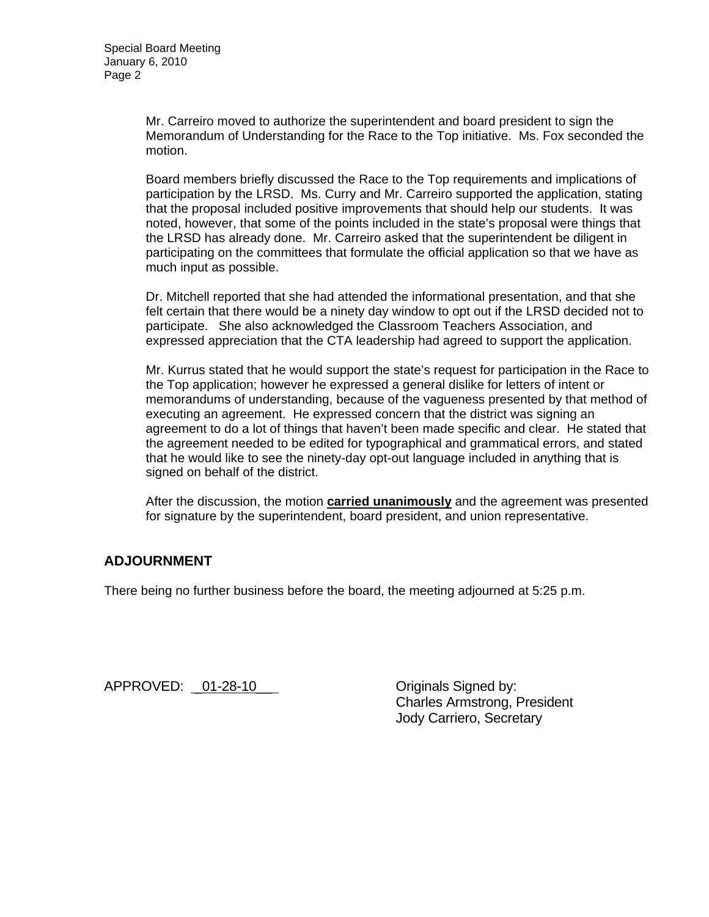Mr. Carreiro moved to authorize the superintendent and board president to sign the Memorandum of Understanding for the Race to the Top initiative. Ms. Fox seconded the motion.

Board members briefly discussed the Race to the Top requirements and implications of participation by the LRSD. Ms. Curry and Mr. Carreiro supported the application, stating that the proposal included positive improvements that should help our students. It was noted, however, that some of the points included in the state's proposal were things that the LRSD has already done. Mr. Carreiro asked that the superintendent be diligent in participating on the committees that formulate the official application so that we have as much input as possible.

Dr. Mitchell reported that she had attended the informational presentation, and that she felt certain that there would be a ninety day window to opt out if the LRSD decided not to participate. She also acknowledged the Classroom Teachers Association, and expressed appreciation that the CTA leadership had agreed to support the application.

Mr. Kurrus stated that he would support the state's request for participation in the Race to the Top application; however he expressed a general dislike for letters of intent or memorandums of understanding, because of the vagueness presented by that method of executing an agreement. He expressed concern that the district was signing an agreement to do a lot of things that haven't been made specific and clear. He stated that the agreement needed to be edited for typographical and grammatical errors, and stated that he would like to see the ninety-day opt-out language included in anything that is signed on behalf of the district.

After the discussion, the motion **carried unanimously** and the agreement was presented for signature by the superintendent, board president, and union representative.

## ADJOURNMENT

There being no further business before the board, the meeting adjourned at 5:25 p.m.

APPROVED: _01-28-10__

Originals Signed by:
Charles Armstrong, President
Jody Carriero, Secretary